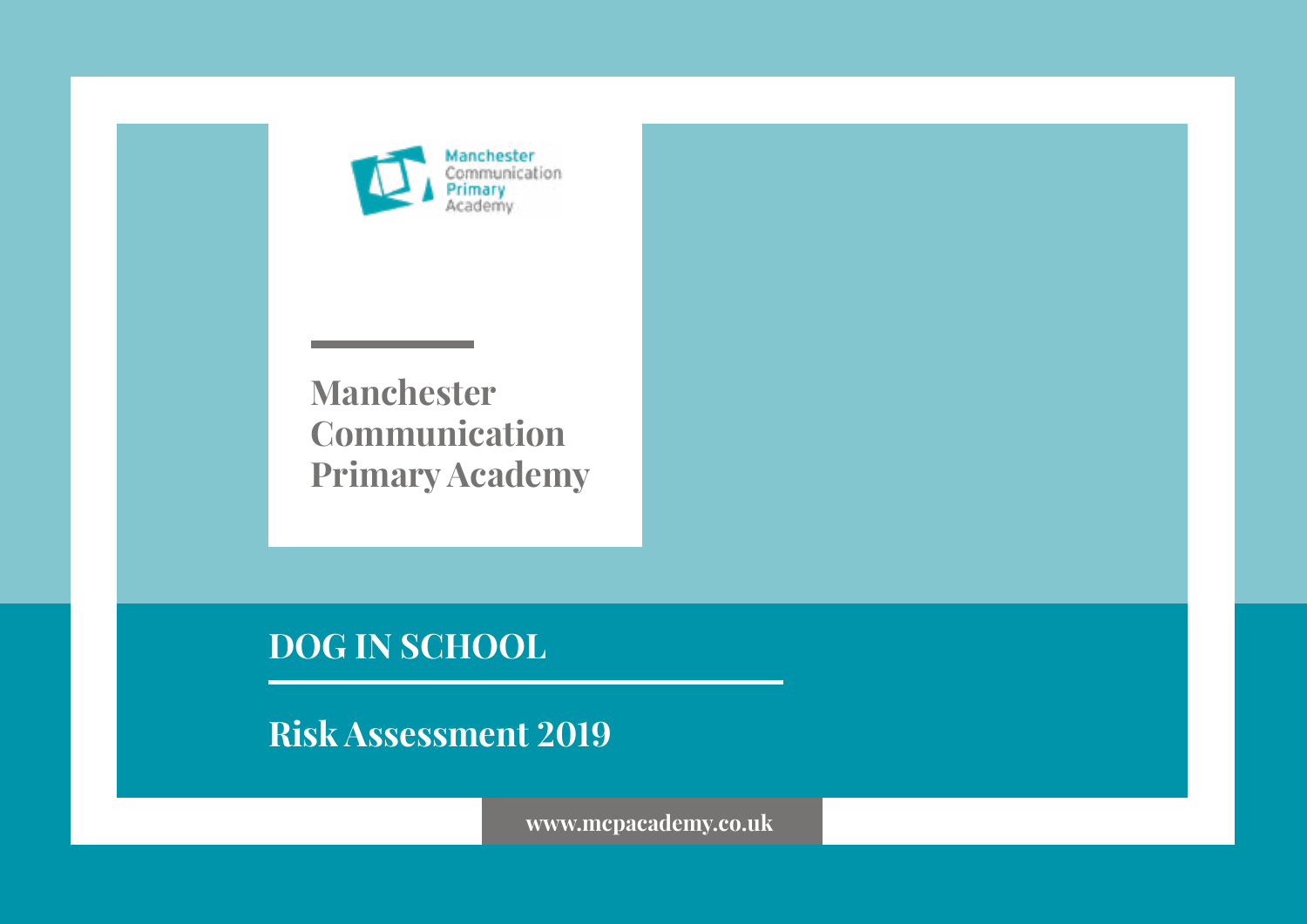Manchester Communication Primary Academy

# Manchester Communication Primary Academy

## DOG IN SCHOOL

## Risk Assessment 2019

www.mcpacademy.co.uk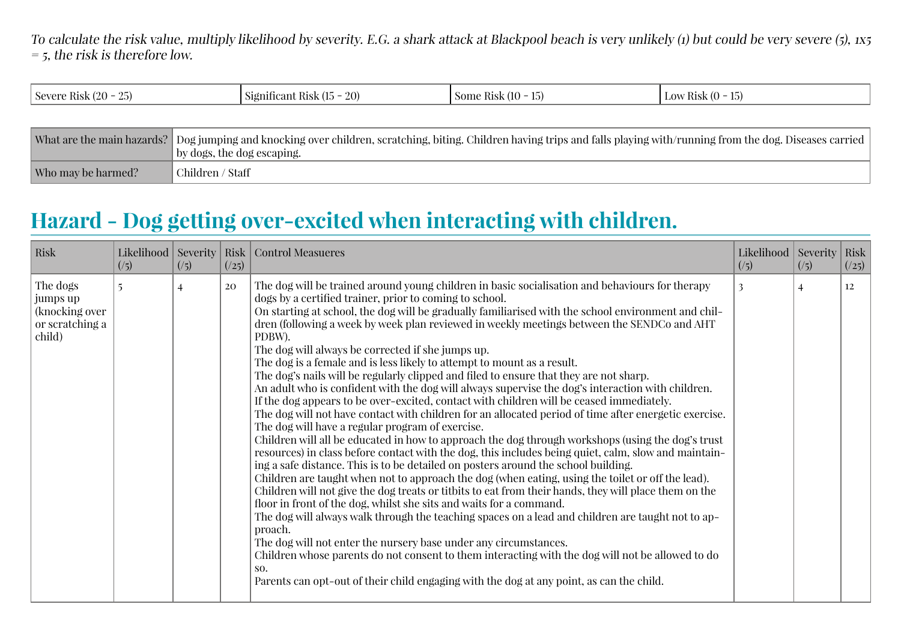*To calculate the risk value, multiply likelihood by severity. E.G. a shark attack at Blackpool beach is very unlikely (1) but could be very severe (5), 1x5 = 5, the risk is therefore low.*

| Severe Risk (20 - 25) | Significant Risk (15 - 20) | Some Risk (10 - 15) | Low Risk (0 - 15) |
|---|---|---|---|

| What are the main hazards? | Dog jumping and knocking over children, scratching, biting. Children having trips and falls playing with/running from the dog. Diseases carried by dogs, the dog escaping. |
|---|---|
| Who may be harmed? | Children / Staff |

## Hazard - Dog getting over-excited when interacting with children.

| Risk | Likelihood (/5) | Severity (/5) | Risk (/25) | Control Measueres | Likelihood (/5) | Severity (/5) | Risk (/25) |
|---|---|---|---|---|---|---|---|
| The dogs jumps up (knocking over or scratching a child) | 5 | 4 | 20 | The dog will be trained around young children in basic socialisation and behaviours for therapy dogs by a certified trainer, prior to coming to school.<br>On starting at school, the dog will be gradually familiarised with the school environment and children (following a week by week plan reviewed in weekly meetings between the SENDCo and AHT PDBW).<br>The dog will always be corrected if she jumps up.<br>The dog is a female and is less likely to attempt to mount as a result.<br>The dog's nails will be regularly clipped and filed to ensure that they are not sharp.<br>An adult who is confident with the dog will always supervise the dog's interaction with children.<br>If the dog appears to be over-excited, contact with children will be ceased immediately.<br>The dog will not have contact with children for an allocated period of time after energetic exercise.<br>The dog will have a regular program of exercise.<br>Children will all be educated in how to approach the dog through workshops (using the dog's trust resources) in class before contact with the dog, this includes being quiet, calm, slow and maintaining a safe distance. This is to be detailed on posters around the school building.<br>Children are taught when not to approach the dog (when eating, using the toilet or off the lead).<br>Children will not give the dog treats or titbits to eat from their hands, they will place them on the floor in front of the dog, whilst she sits and waits for a command.<br>The dog will always walk through the teaching spaces on a lead and children are taught not to approach.<br>The dog will not enter the nursery base under any circumstances.<br>Children whose parents do not consent to them interacting with the dog will not be allowed to do so.<br>Parents can opt-out of their child engaging with the dog at any point, as can the child. | 3 | 4 | 12 |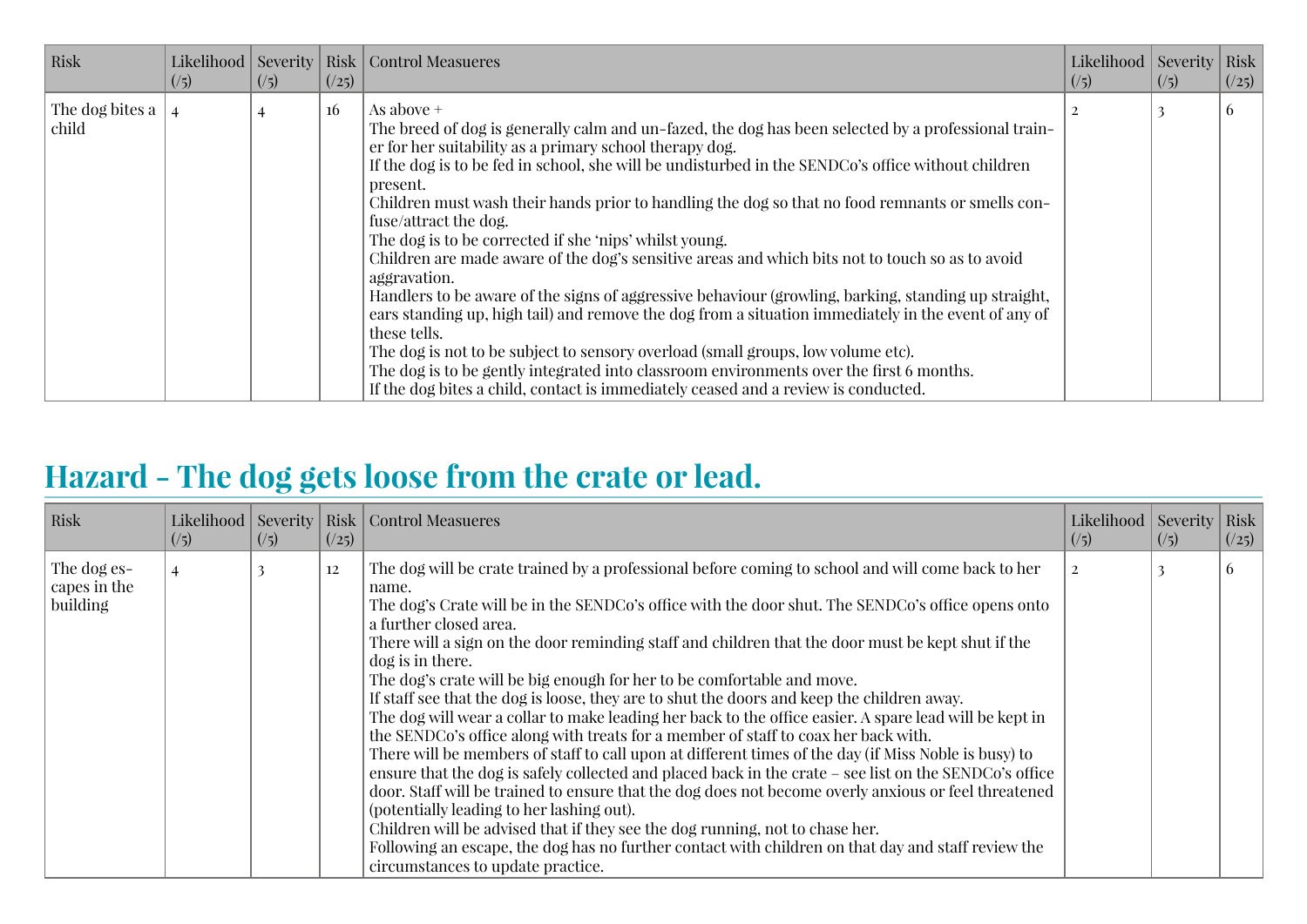| Risk | Likelihood (/5) | Severity (/5) | Risk (/25) | Control Measueres | Likelihood (/5) | Severity (/5) | Risk (/25) |
|---|---|---|---|---|---|---|---|
| The dog bites a child | 4 | 4 | 16 | As above +<br>The breed of dog is generally calm and un-fazed, the dog has been selected by a professional trainer for her suitability as a primary school therapy dog.<br>If the dog is to be fed in school, she will be undisturbed in the SENDCo's office without children present.<br>Children must wash their hands prior to handling the dog so that no food remnants or smells confuse/attract the dog.<br>The dog is to be corrected if she 'nips' whilst young.<br>Children are made aware of the dog's sensitive areas and which bits not to touch so as to avoid aggravation.<br>Handlers to be aware of the signs of aggressive behaviour (growling, barking, standing up straight, ears standing up, high tail) and remove the dog from a situation immediately in the event of any of these tells.<br>The dog is not to be subject to sensory overload (small groups, low volume etc).<br>The dog is to be gently integrated into classroom environments over the first 6 months.<br>If the dog bites a child, contact is immediately ceased and a review is conducted. | 2 | 3 | 6 |

## Hazard - The dog gets loose from the crate or lead.

| Risk | Likelihood (/5) | Severity (/5) | Risk (/25) | Control Measueres | Likelihood (/5) | Severity (/5) | Risk (/25) |
|---|---|---|---|---|---|---|---|
| The dog escapes in the building | 4 | 3 | 12 | The dog will be crate trained by a professional before coming to school and will come back to her name.<br>The dog's Crate will be in the SENDCo's office with the door shut. The SENDCo's office opens onto a further closed area.<br>There will a sign on the door reminding staff and children that the door must be kept shut if the dog is in there.<br>The dog's crate will be big enough for her to be comfortable and move.<br>If staff see that the dog is loose, they are to shut the doors and keep the children away.<br>The dog will wear a collar to make leading her back to the office easier. A spare lead will be kept in the SENDCo's office along with treats for a member of staff to coax her back with.<br>There will be members of staff to call upon at different times of the day (if Miss Noble is busy) to ensure that the dog is safely collected and placed back in the crate – see list on the SENDCo's office door. Staff will be trained to ensure that the dog does not become overly anxious or feel threatened (potentially leading to her lashing out).<br>Children will be advised that if they see the dog running, not to chase her.<br>Following an escape, the dog has no further contact with children on that day and staff review the circumstances to update practice. | 2 | 3 | 6 |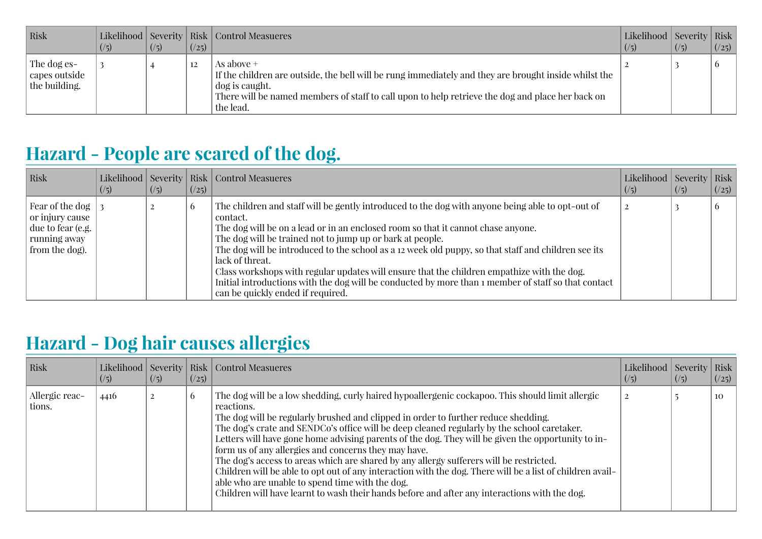| Risk | Likelihood (/5) | Severity (/5) | Risk (/25) | Control Measueres | Likelihood (/5) | Severity (/5) | Risk (/25) |
|---|---|---|---|---|---|---|---|
| The dog escapes outside the building. | 3 | 4 | 12 | As above + <br>If the children are outside, the bell will be rung immediately and they are brought inside whilst the dog is caught.<br>There will be named members of staff to call upon to help retrieve the dog and place her back on the lead. | 2 | 3 | 6 |

## Hazard - People are scared of the dog.

| Risk | Likelihood (/5) | Severity (/5) | Risk (/25) | Control Measueres | Likelihood (/5) | Severity (/5) | Risk (/25) |
|---|---|---|---|---|---|---|---|
| Fear of the dog or injury cause due to fear (e.g. running away from the dog). | 3 | 2 | 6 | The children and staff will be gently introduced to the dog with anyone being able to opt-out of contact.<br>The dog will be on a lead or in an enclosed room so that it cannot chase anyone.<br>The dog will be trained not to jump up or bark at people.<br>The dog will be introduced to the school as a 12 week old puppy, so that staff and children see its lack of threat.<br>Class workshops with regular updates will ensure that the children empathize with the dog.<br>Initial introductions with the dog will be conducted by more than 1 member of staff so that contact can be quickly ended if required. | 2 | 3 | 6 |

## Hazard - Dog hair causes allergies

| Risk | Likelihood (/5) | Severity (/5) | Risk (/25) | Control Measueres | Likelihood (/5) | Severity (/5) | Risk (/25) |
|---|---|---|---|---|---|---|---|
| Allergic reactions. | 4416 | 2 | 6 | The dog will be a low shedding, curly haired hypoallergenic cockapoo. This should limit allergic reactions.<br>The dog will be regularly brushed and clipped in order to further reduce shedding.<br>The dog's crate and SENDCo's office will be deep cleaned regularly by the school caretaker.<br>Letters will have gone home advising parents of the dog. They will be given the opportunity to inform us of any allergies and concerns they may have.<br>The dog's access to areas which are shared by any allergy sufferers will be restricted.<br>Children will be able to opt out of any interaction with the dog. There will be a list of children available who are unable to spend time with the dog.<br>Children will have learnt to wash their hands before and after any interactions with the dog. | 2 | 5 | 10 |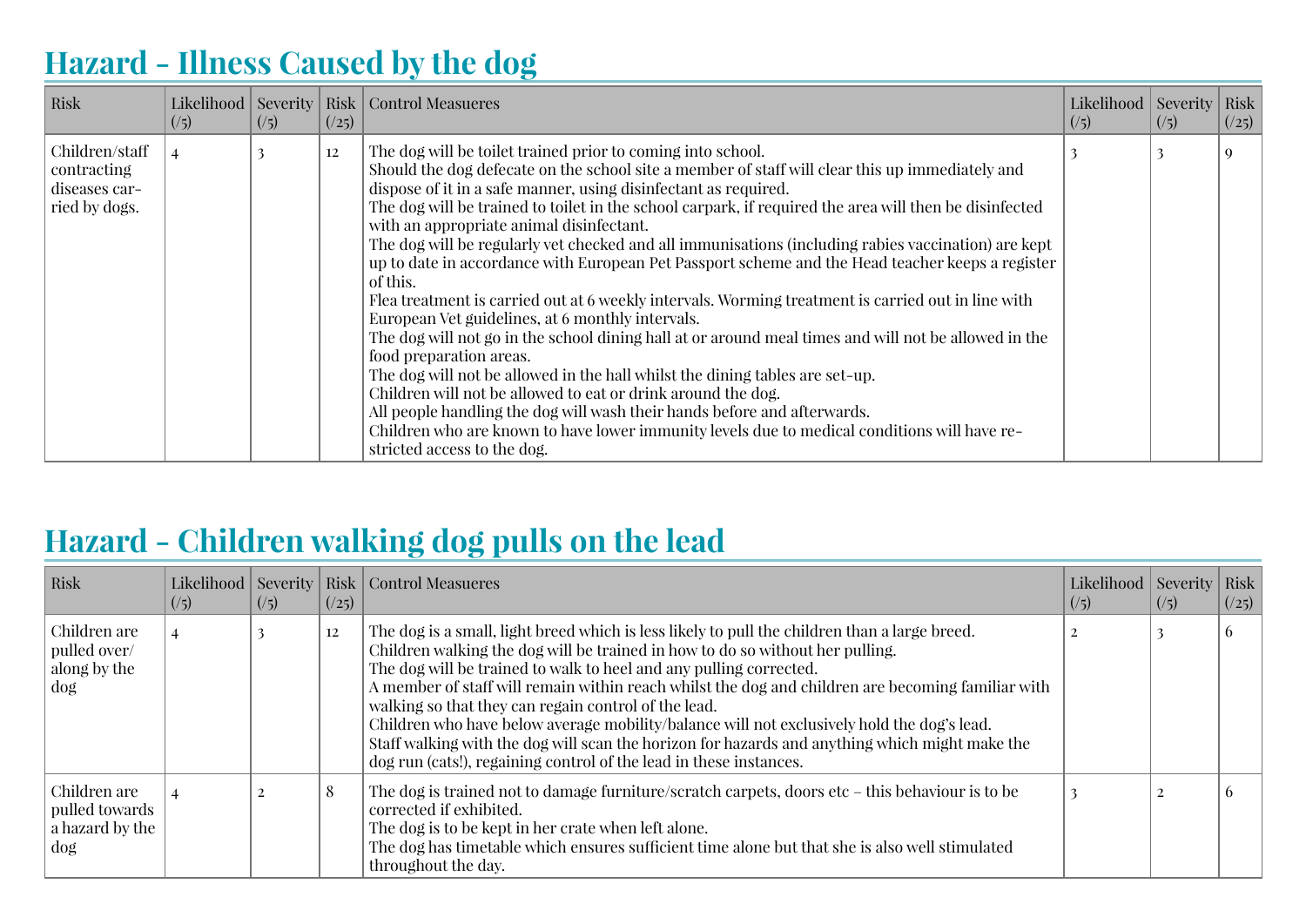## Hazard - Illness Caused by the dog

| Risk | Likelihood (/5) | Severity (/5) | Risk (/25) | Control Measueres | Likelihood (/5) | Severity (/5) | Risk (/25) |
|---|---|---|---|---|---|---|---|
| Children/staff contracting diseases carried by dogs. | 4 | 3 | 12 | The dog will be toilet trained prior to coming into school.<br>Should the dog defecate on the school site a member of staff will clear this up immediately and dispose of it in a safe manner, using disinfectant as required.<br>The dog will be trained to toilet in the school carpark, if required the area will then be disinfected with an appropriate animal disinfectant.<br>The dog will be regularly vet checked and all immunisations (including rabies vaccination) are kept up to date in accordance with European Pet Passport scheme and the Head teacher keeps a register of this.<br>Flea treatment is carried out at 6 weekly intervals. Worming treatment is carried out in line with European Vet guidelines, at 6 monthly intervals.<br>The dog will not go in the school dining hall at or around meal times and will not be allowed in the food preparation areas.<br>The dog will not be allowed in the hall whilst the dining tables are set-up.<br>Children will not be allowed to eat or drink around the dog.<br>All people handling the dog will wash their hands before and afterwards.<br>Children who are known to have lower immunity levels due to medical conditions will have restricted access to the dog. | 3 | 3 | 9 |

## Hazard - Children walking dog pulls on the lead

| Risk | Likelihood (/5) | Severity (/5) | Risk (/25) | Control Measueres | Likelihood (/5) | Severity (/5) | Risk (/25) |
|---|---|---|---|---|---|---|---|
| Children are pulled over/ along by the dog | 4 | 3 | 12 | The dog is a small, light breed which is less likely to pull the children than a large breed.<br>Children walking the dog will be trained in how to do so without her pulling.<br>The dog will be trained to walk to heel and any pulling corrected.<br>A member of staff will remain within reach whilst the dog and children are becoming familiar with walking so that they can regain control of the lead.<br>Children who have below average mobility/balance will not exclusively hold the dog's lead.<br>Staff walking with the dog will scan the horizon for hazards and anything which might make the dog run (cats!), regaining control of the lead in these instances. | 2 | 3 | 6 |
| Children are pulled towards a hazard by the dog | 4 | 2 | 8 | The dog is trained not to damage furniture/scratch carpets, doors etc – this behaviour is to be corrected if exhibited.<br>The dog is to be kept in her crate when left alone.<br>The dog has timetable which ensures sufficient time alone but that she is also well stimulated throughout the day. | 3 | 2 | 6 |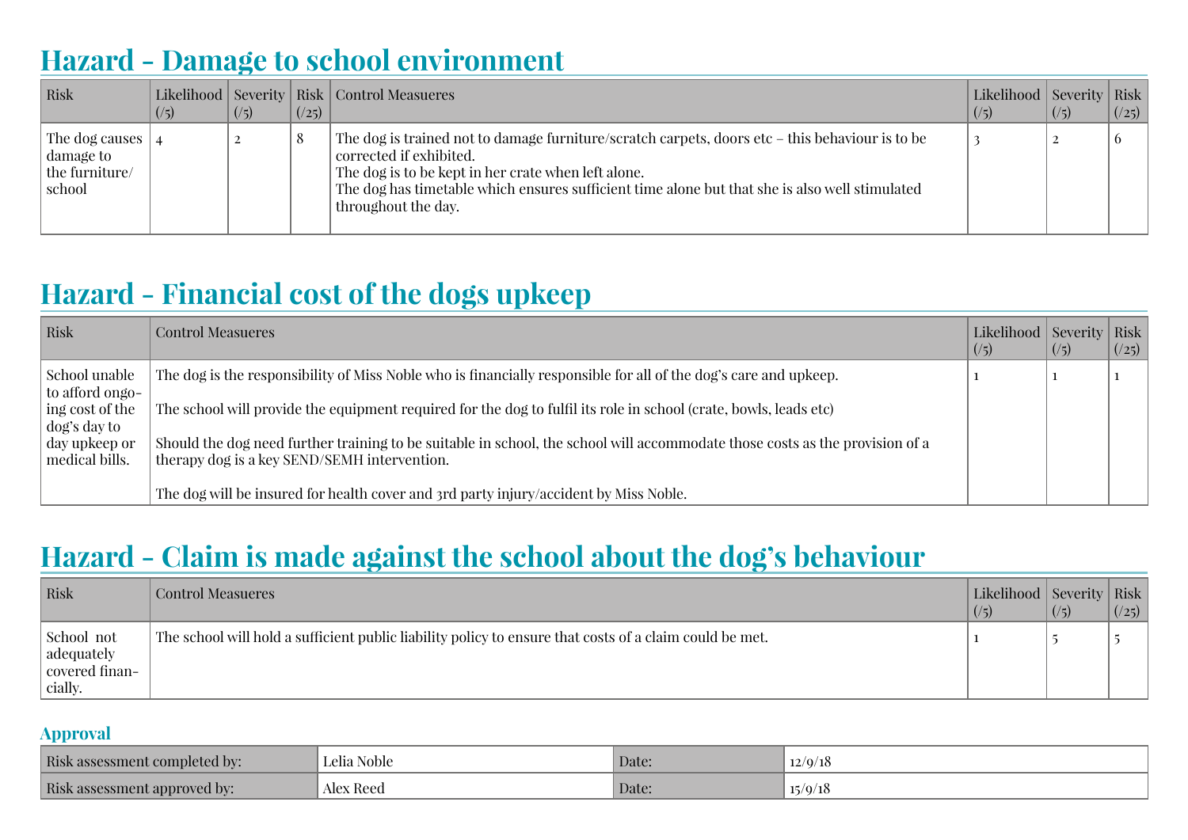## Hazard - Damage to school environment

| Risk | Likelihood (/5) | Severity (/5) | Risk (/25) | Control Measueres | Likelihood (/5) | Severity (/5) | Risk (/25) |
|---|---|---|---|---|---|---|---|
| The dog causes damage to the furniture/ school | 4 | 2 | 8 | The dog is trained not to damage furniture/scratch carpets, doors etc – this behaviour is to be corrected if exhibited.<br>The dog is to be kept in her crate when left alone.<br>The dog has timetable which ensures sufficient time alone but that she is also well stimulated throughout the day. | 3 | 2 | 6 |

## Hazard - Financial cost of the dogs upkeep

| Risk | Control Measueres | Likelihood (/5) | Severity (/5) | Risk (/25) |
|---|---|---|---|---|
| School unable to afford ongoing cost of the dog's day to day upkeep or medical bills. | The dog is the responsibility of Miss Noble who is financially responsible for all of the dog's care and upkeep.<br><br>The school will provide the equipment required for the dog to fulfil its role in school (crate, bowls, leads etc)<br><br>Should the dog need further training to be suitable in school, the school will accommodate those costs as the provision of a therapy dog is a key SEND/SEMH intervention.<br><br>The dog will be insured for health cover and 3rd party injury/accident by Miss Noble. | 1 | 1 | 1 |

## Hazard - Claim is made against the school about the dog's behaviour

| Risk | Control Measueres | Likelihood (/5) | Severity (/5) | Risk (/25) |
|---|---|---|---|---|
| School not adequately covered financially. | The school will hold a sufficient public liability policy to ensure that costs of a claim could be met. | 1 | 5 | 5 |

### Approval

| | | | |
|---|---|---|---|
| Risk assessment completed by: | Lelia Noble | Date: | 12/9/18 |
| Risk assessment approved by: | Alex Reed | Date: | 15/9/18 |